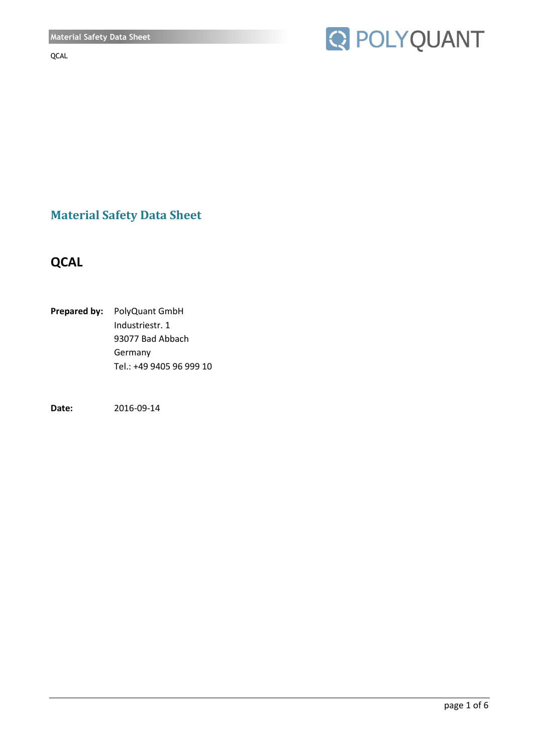# Material Safety Data Sheet

## QCAL

**Prepared by:** PolyQuant GmbH
Industriestr. 1
93077 Bad Abbach
Germany
Tel.: +49 9405 96 999 10

**Date:** 2016-09-14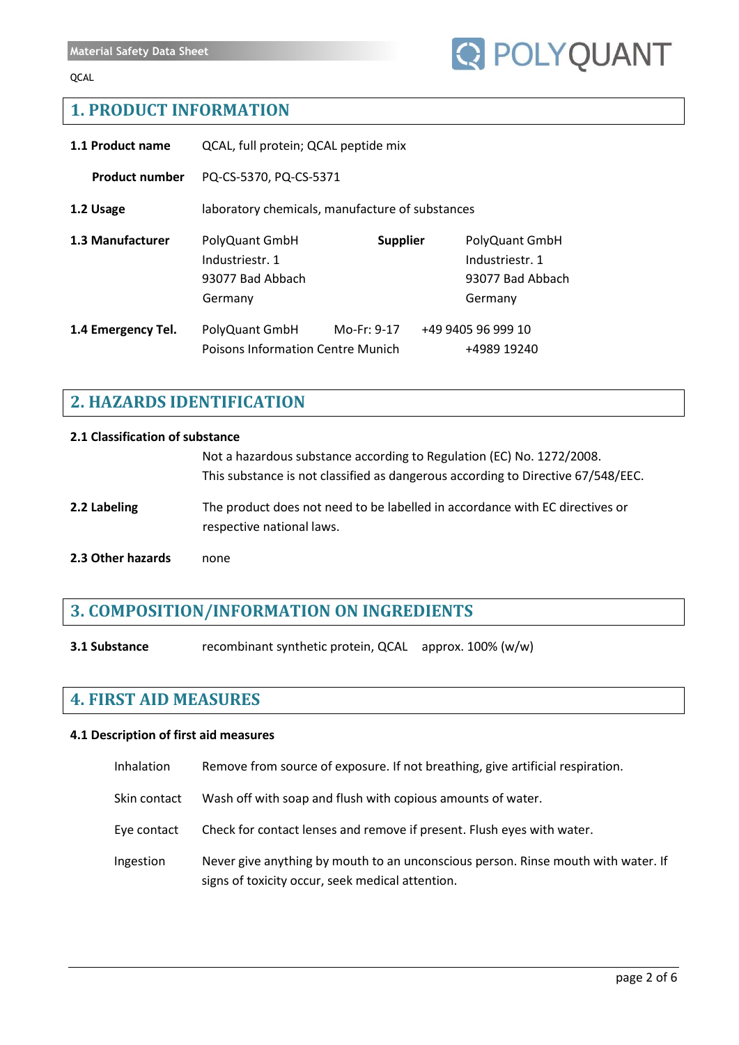## 1. PRODUCT INFORMATION

| | |
|---|---|
| **1.1 Product name** | QCAL, full protein; QCAL peptide mix |
| **Product number** | PQ-CS-5370, PQ-CS-5371 |
| **1.2 Usage** | laboratory chemicals, manufacture of substances |

**1.3 Manufacturer**
PolyQuant GmbH
Industriestr. 1
93077 Bad Abbach
Germany

**Supplier**
PolyQuant GmbH
Industriestr. 1
93077 Bad Abbach
Germany

**1.4 Emergency Tel.**

| | | |
|---|---|---|
| PolyQuant GmbH | Mo-Fr: 9-17 | +49 9405 96 999 10 |
| Poisons Information Centre Munich | | +4989 19240 |

## 2. HAZARDS IDENTIFICATION

**2.1 Classification of substance**

Not a hazardous substance according to Regulation (EC) No. 1272/2008.
This substance is not classified as dangerous according to Directive 67/548/EEC.

**2.2 Labeling**
The product does not need to be labelled in accordance with EC directives or respective national laws.

**2.3 Other hazards**
none

## 3. COMPOSITION/INFORMATION ON INGREDIENTS

**3.1 Substance** recombinant synthetic protein, QCAL approx. 100% (w/w)

## 4. FIRST AID MEASURES

**4.1 Description of first aid measures**

| | |
|---|---|
| Inhalation | Remove from source of exposure. If not breathing, give artificial respiration. |
| Skin contact | Wash off with soap and flush with copious amounts of water. |
| Eye contact | Check for contact lenses and remove if present. Flush eyes with water. |
| Ingestion | Never give anything by mouth to an unconscious person. Rinse mouth with water. If signs of toxicity occur, seek medical attention. |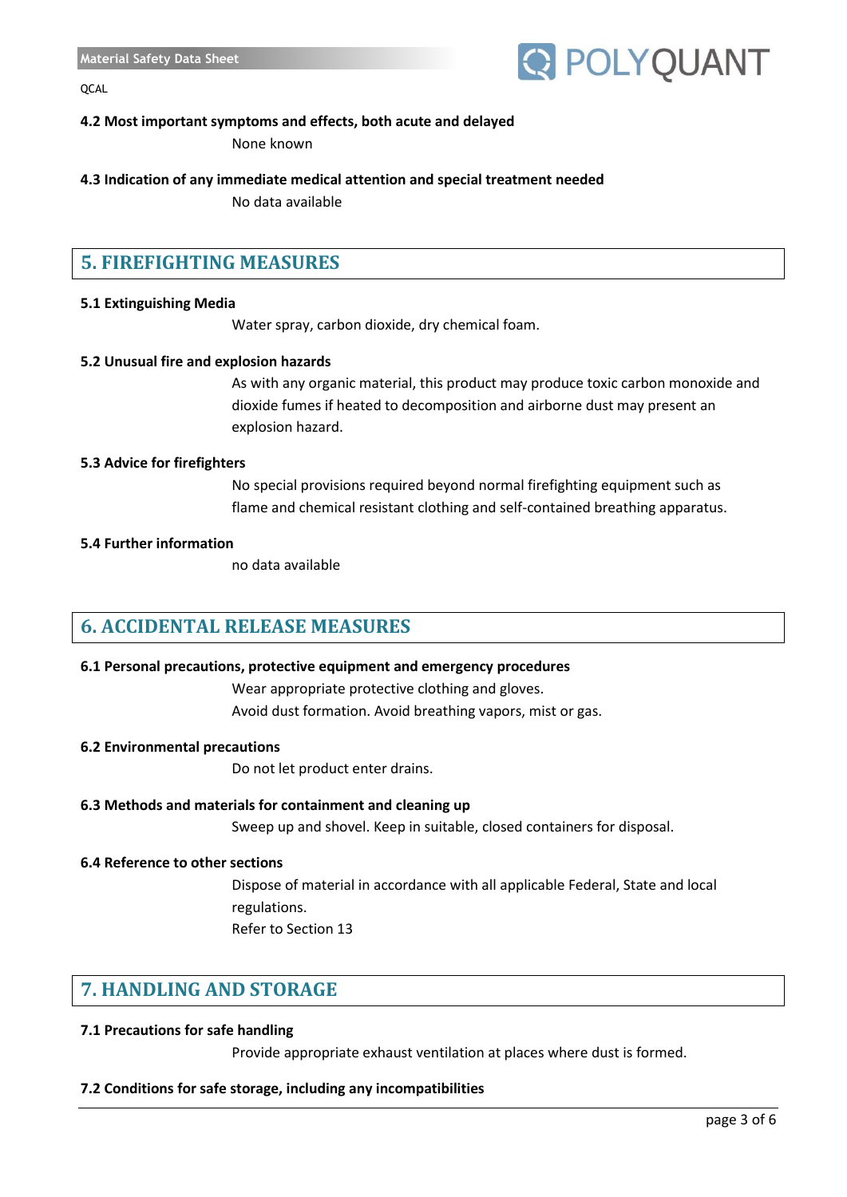**4.2 Most important symptoms and effects, both acute and delayed**

None known

**4.3 Indication of any immediate medical attention and special treatment needed**

No data available

## 5. FIREFIGHTING MEASURES

**5.1 Extinguishing Media**

Water spray, carbon dioxide, dry chemical foam.

**5.2 Unusual fire and explosion hazards**

As with any organic material, this product may produce toxic carbon monoxide and dioxide fumes if heated to decomposition and airborne dust may present an explosion hazard.

**5.3 Advice for firefighters**

No special provisions required beyond normal firefighting equipment such as flame and chemical resistant clothing and self-contained breathing apparatus.

**5.4 Further information**

no data available

## 6. ACCIDENTAL RELEASE MEASURES

**6.1 Personal precautions, protective equipment and emergency procedures**

Wear appropriate protective clothing and gloves.
Avoid dust formation. Avoid breathing vapors, mist or gas.

**6.2 Environmental precautions**

Do not let product enter drains.

**6.3 Methods and materials for containment and cleaning up**

Sweep up and shovel. Keep in suitable, closed containers for disposal.

**6.4 Reference to other sections**

Dispose of material in accordance with all applicable Federal, State and local regulations.
Refer to Section 13

## 7. HANDLING AND STORAGE

**7.1 Precautions for safe handling**

Provide appropriate exhaust ventilation at places where dust is formed.

**7.2 Conditions for safe storage, including any incompatibilities**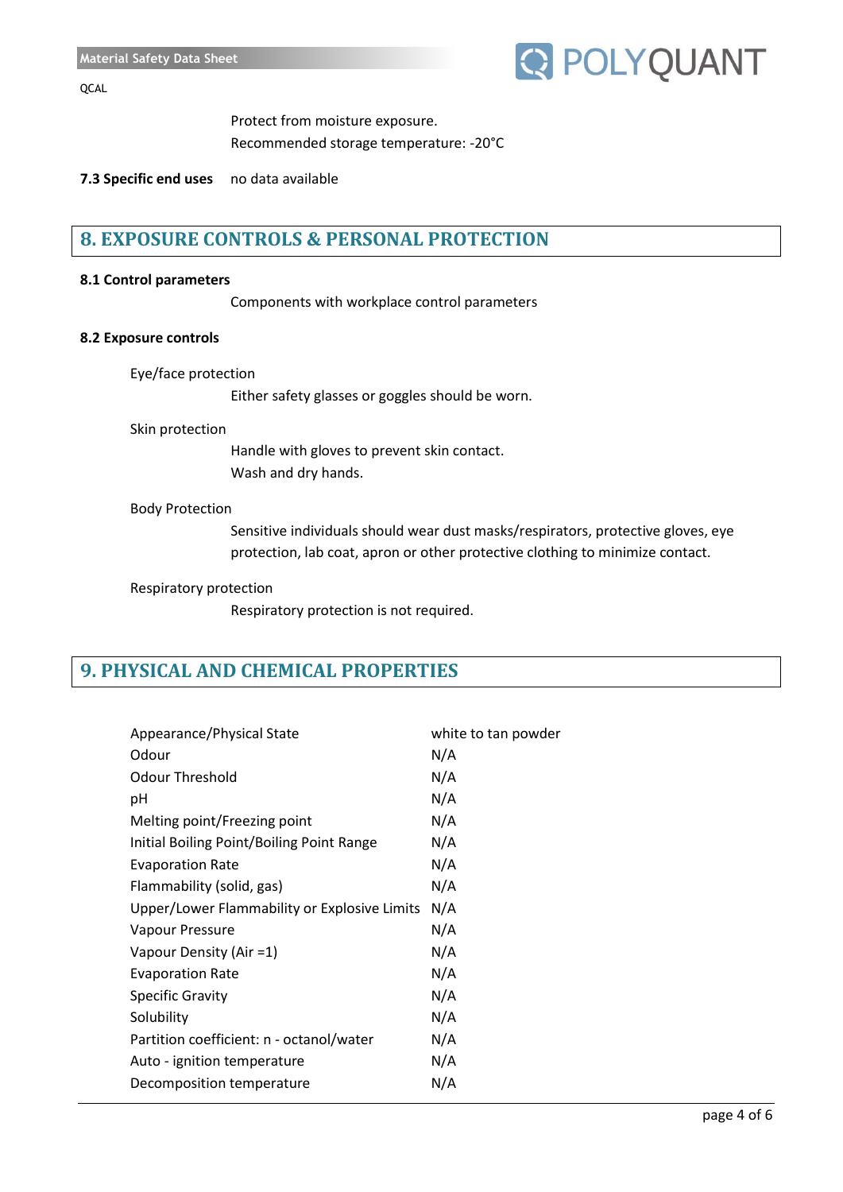Protect from moisture exposure.

Recommended storage temperature: -20°C

**7.3 Specific end uses** no data available

## 8. EXPOSURE CONTROLS & PERSONAL PROTECTION

**8.1 Control parameters**

Components with workplace control parameters

**8.2 Exposure controls**

Eye/face protection

Either safety glasses or goggles should be worn.

Skin protection

Handle with gloves to prevent skin contact.

Wash and dry hands.

Body Protection

Sensitive individuals should wear dust masks/respirators, protective gloves, eye protection, lab coat, apron or other protective clothing to minimize contact.

Respiratory protection

Respiratory protection is not required.

## 9. PHYSICAL AND CHEMICAL PROPERTIES

| | |
|---|---|
| Appearance/Physical State | white to tan powder |
| Odour | N/A |
| Odour Threshold | N/A |
| pH | N/A |
| Melting point/Freezing point | N/A |
| Initial Boiling Point/Boiling Point Range | N/A |
| Evaporation Rate | N/A |
| Flammability (solid, gas) | N/A |
| Upper/Lower Flammability or Explosive Limits | N/A |
| Vapour Pressure | N/A |
| Vapour Density (Air =1) | N/A |
| Evaporation Rate | N/A |
| Specific Gravity | N/A |
| Solubility | N/A |
| Partition coefficient: n - octanol/water | N/A |
| Auto - ignition temperature | N/A |
| Decomposition temperature | N/A |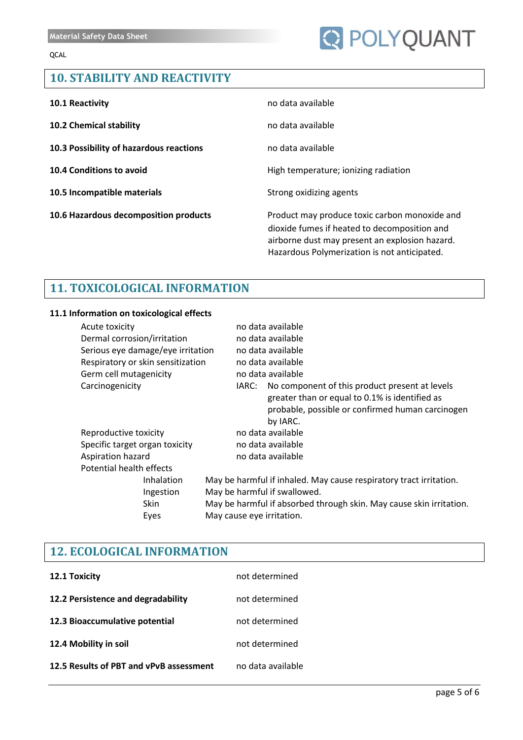## 10. STABILITY AND REACTIVITY

| | |
|---|---|
| **10.1 Reactivity** | no data available |
| **10.2 Chemical stability** | no data available |
| **10.3 Possibility of hazardous reactions** | no data available |
| **10.4 Conditions to avoid** | High temperature; ionizing radiation |
| **10.5 Incompatible materials** | Strong oxidizing agents |
| **10.6 Hazardous decomposition products** | Product may produce toxic carbon monoxide and dioxide fumes if heated to decomposition and airborne dust may present an explosion hazard. Hazardous Polymerization is not anticipated. |

## 11. TOXICOLOGICAL INFORMATION

**11.1 Information on toxicological effects**

| | |
|---|---|
| Acute toxicity | no data available |
| Dermal corrosion/irritation | no data available |
| Serious eye damage/eye irritation | no data available |
| Respiratory or skin sensitization | no data available |
| Germ cell mutagenicity | no data available |
| Carcinogenicity | IARC: No component of this product present at levels greater than or equal to 0.1% is identified as probable, possible or confirmed human carcinogen by IARC. |
| Reproductive toxicity | no data available |
| Specific target organ toxicity | no data available |
| Aspiration hazard | no data available |

Potential health effects

| | |
|---|---|
| Inhalation | May be harmful if inhaled. May cause respiratory tract irritation. |
| Ingestion | May be harmful if swallowed. |
| Skin | May be harmful if absorbed through skin. May cause skin irritation. |
| Eyes | May cause eye irritation. |

## 12. ECOLOGICAL INFORMATION

| | |
|---|---|
| **12.1 Toxicity** | not determined |
| **12.2 Persistence and degradability** | not determined |
| **12.3 Bioaccumulative potential** | not determined |
| **12.4 Mobility in soil** | not determined |
| **12.5 Results of PBT and vPvB assessment** | no data available |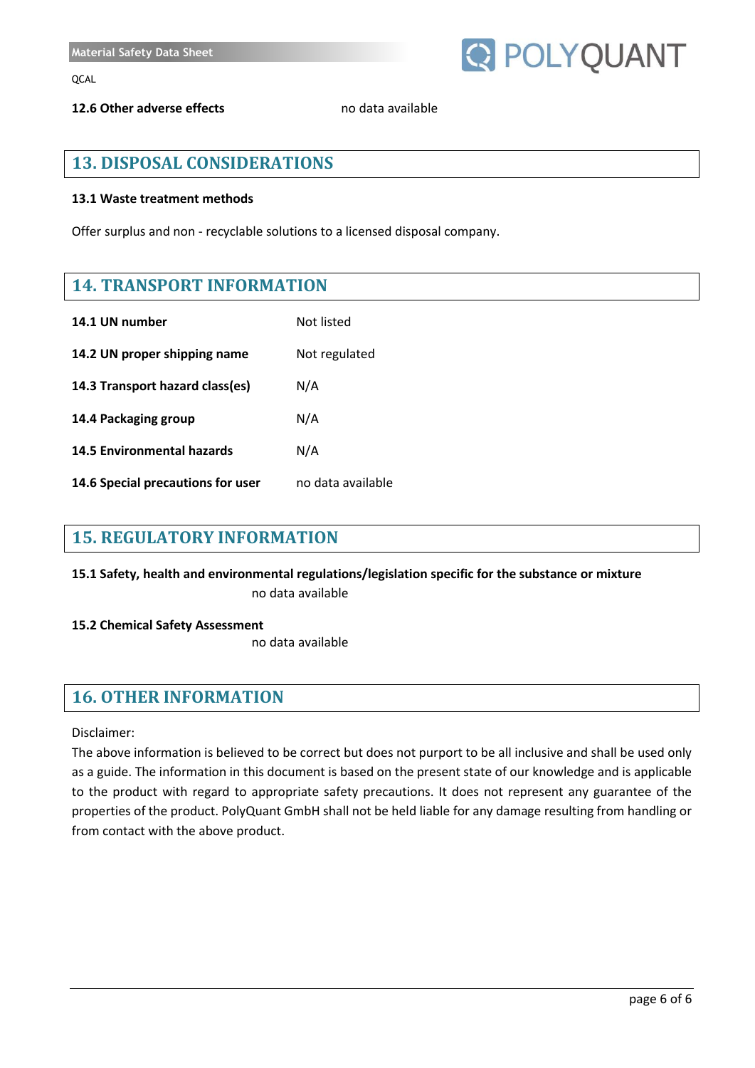**12.6 Other adverse effects** no data available

## 13. DISPOSAL CONSIDERATIONS

**13.1 Waste treatment methods**

Offer surplus and non - recyclable solutions to a licensed disposal company.

## 14. TRANSPORT INFORMATION

| | |
|---|---|
| **14.1 UN number** | Not listed |
| **14.2 UN proper shipping name** | Not regulated |
| **14.3 Transport hazard class(es)** | N/A |
| **14.4 Packaging group** | N/A |
| **14.5 Environmental hazards** | N/A |
| **14.6 Special precautions for user** | no data available |

## 15. REGULATORY INFORMATION

**15.1 Safety, health and environmental regulations/legislation specific for the substance or mixture**

no data available

**15.2 Chemical Safety Assessment**

no data available

## 16. OTHER INFORMATION

Disclaimer:

The above information is believed to be correct but does not purport to be all inclusive and shall be used only as a guide. The information in this document is based on the present state of our knowledge and is applicable to the product with regard to appropriate safety precautions. It does not represent any guarantee of the properties of the product. PolyQuant GmbH shall not be held liable for any damage resulting from handling or from contact with the above product.